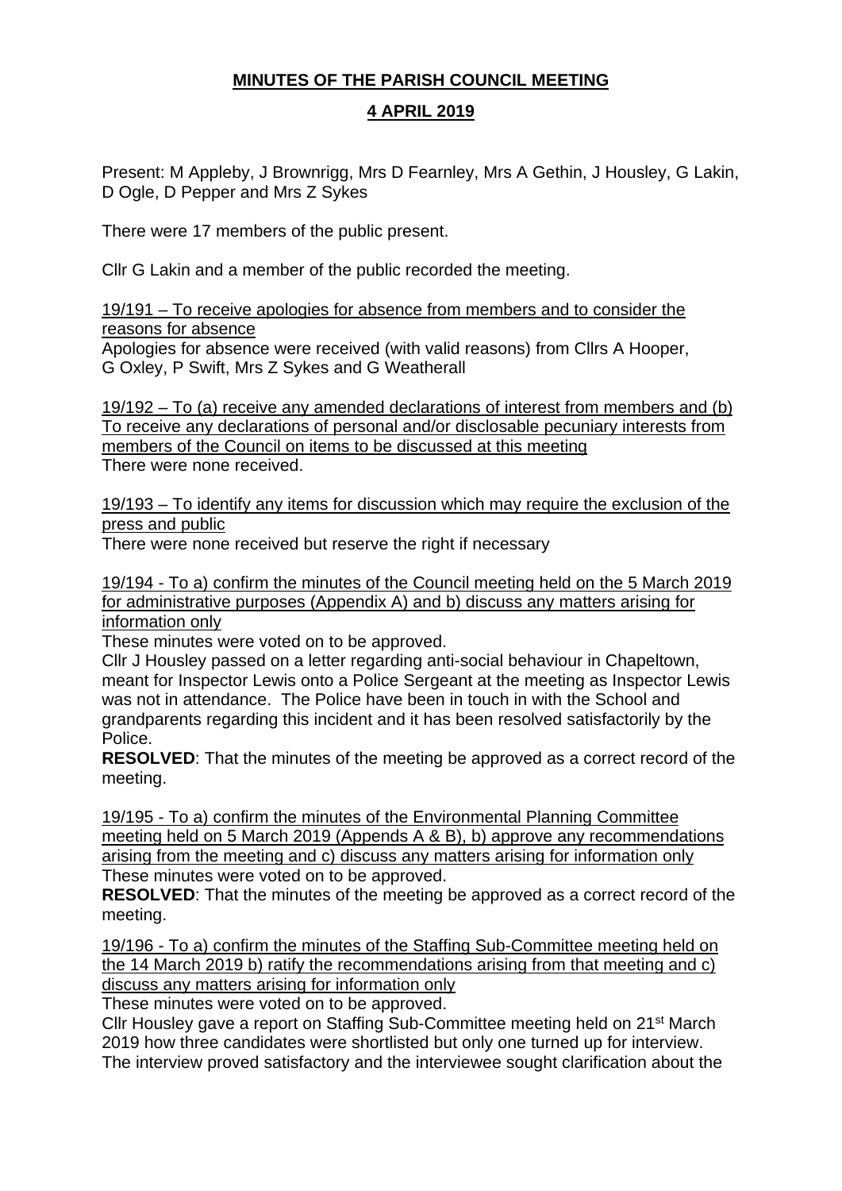# MINUTES OF THE PARISH COUNCIL MEETING

## 4 APRIL 2019

Present: M Appleby, J Brownrigg, Mrs D Fearnley, Mrs A Gethin, J Housley, G Lakin, D Ogle, D Pepper and Mrs Z Sykes

There were 17 members of the public present.

Cllr G Lakin and a member of the public recorded the meeting.

19/191 – To receive apologies for absence from members and to consider the reasons for absence

Apologies for absence were received (with valid reasons) from Cllrs A Hooper, G Oxley, P Swift, Mrs Z Sykes and G Weatherall

19/192 – To (a) receive any amended declarations of interest from members and (b) To receive any declarations of personal and/or disclosable pecuniary interests from members of the Council on items to be discussed at this meeting

There were none received.

19/193 – To identify any items for discussion which may require the exclusion of the press and public

There were none received but reserve the right if necessary

19/194 - To a) confirm the minutes of the Council meeting held on the 5 March 2019 for administrative purposes (Appendix A) and b) discuss any matters arising for information only

These minutes were voted on to be approved.

Cllr J Housley passed on a letter regarding anti-social behaviour in Chapeltown, meant for Inspector Lewis onto a Police Sergeant at the meeting as Inspector Lewis was not in attendance. The Police have been in touch in with the School and grandparents regarding this incident and it has been resolved satisfactorily by the Police.

**RESOLVED**: That the minutes of the meeting be approved as a correct record of the meeting.

19/195 - To a) confirm the minutes of the Environmental Planning Committee meeting held on 5 March 2019 (Appends A & B), b) approve any recommendations arising from the meeting and c) discuss any matters arising for information only

These minutes were voted on to be approved.

**RESOLVED**: That the minutes of the meeting be approved as a correct record of the meeting.

19/196 - To a) confirm the minutes of the Staffing Sub-Committee meeting held on the 14 March 2019 b) ratify the recommendations arising from that meeting and c) discuss any matters arising for information only

These minutes were voted on to be approved.

Cllr Housley gave a report on Staffing Sub-Committee meeting held on 21st March 2019 how three candidates were shortlisted but only one turned up for interview. The interview proved satisfactory and the interviewee sought clarification about the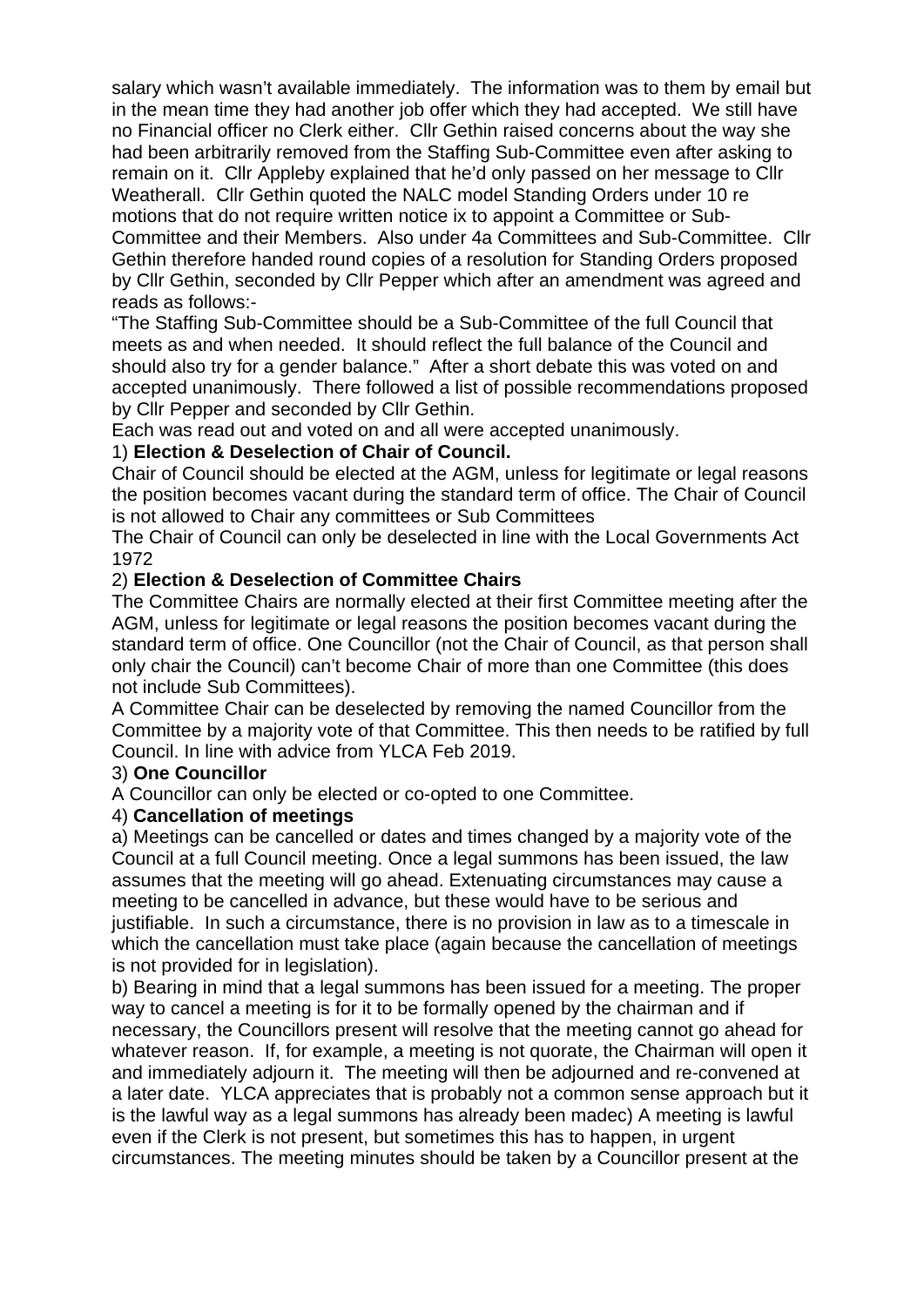salary which wasn't available immediately. The information was to them by email but in the mean time they had another job offer which they had accepted. We still have no Financial officer no Clerk either. Cllr Gethin raised concerns about the way she had been arbitrarily removed from the Staffing Sub-Committee even after asking to remain on it. Cllr Appleby explained that he'd only passed on her message to Cllr Weatherall. Cllr Gethin quoted the NALC model Standing Orders under 10 re motions that do not require written notice ix to appoint a Committee or Sub-Committee and their Members. Also under 4a Committees and Sub-Committee. Cllr Gethin therefore handed round copies of a resolution for Standing Orders proposed by Cllr Gethin, seconded by Cllr Pepper which after an amendment was agreed and reads as follows:-

"The Staffing Sub-Committee should be a Sub-Committee of the full Council that meets as and when needed. It should reflect the full balance of the Council and should also try for a gender balance." After a short debate this was voted on and accepted unanimously. There followed a list of possible recommendations proposed by Cllr Pepper and seconded by Cllr Gethin.

Each was read out and voted on and all were accepted unanimously.

1) **Election & Deselection of Chair of Council.**

Chair of Council should be elected at the AGM, unless for legitimate or legal reasons the position becomes vacant during the standard term of office. The Chair of Council is not allowed to Chair any committees or Sub Committees

The Chair of Council can only be deselected in line with the Local Governments Act 1972

2) **Election & Deselection of Committee Chairs**

The Committee Chairs are normally elected at their first Committee meeting after the AGM, unless for legitimate or legal reasons the position becomes vacant during the standard term of office. One Councillor (not the Chair of Council, as that person shall only chair the Council) can't become Chair of more than one Committee (this does not include Sub Committees).

A Committee Chair can be deselected by removing the named Councillor from the Committee by a majority vote of that Committee. This then needs to be ratified by full Council. In line with advice from YLCA Feb 2019.

3) **One Councillor**

A Councillor can only be elected or co-opted to one Committee.

4) **Cancellation of meetings**

a) Meetings can be cancelled or dates and times changed by a majority vote of the Council at a full Council meeting. Once a legal summons has been issued, the law assumes that the meeting will go ahead. Extenuating circumstances may cause a meeting to be cancelled in advance, but these would have to be serious and justifiable. In such a circumstance, there is no provision in law as to a timescale in which the cancellation must take place (again because the cancellation of meetings is not provided for in legislation).

b) Bearing in mind that a legal summons has been issued for a meeting. The proper way to cancel a meeting is for it to be formally opened by the chairman and if necessary, the Councillors present will resolve that the meeting cannot go ahead for whatever reason. If, for example, a meeting is not quorate, the Chairman will open it and immediately adjourn it. The meeting will then be adjourned and re-convened at a later date. YLCA appreciates that is probably not a common sense approach but it is the lawful way as a legal summons has already been madec) A meeting is lawful even if the Clerk is not present, but sometimes this has to happen, in urgent circumstances. The meeting minutes should be taken by a Councillor present at the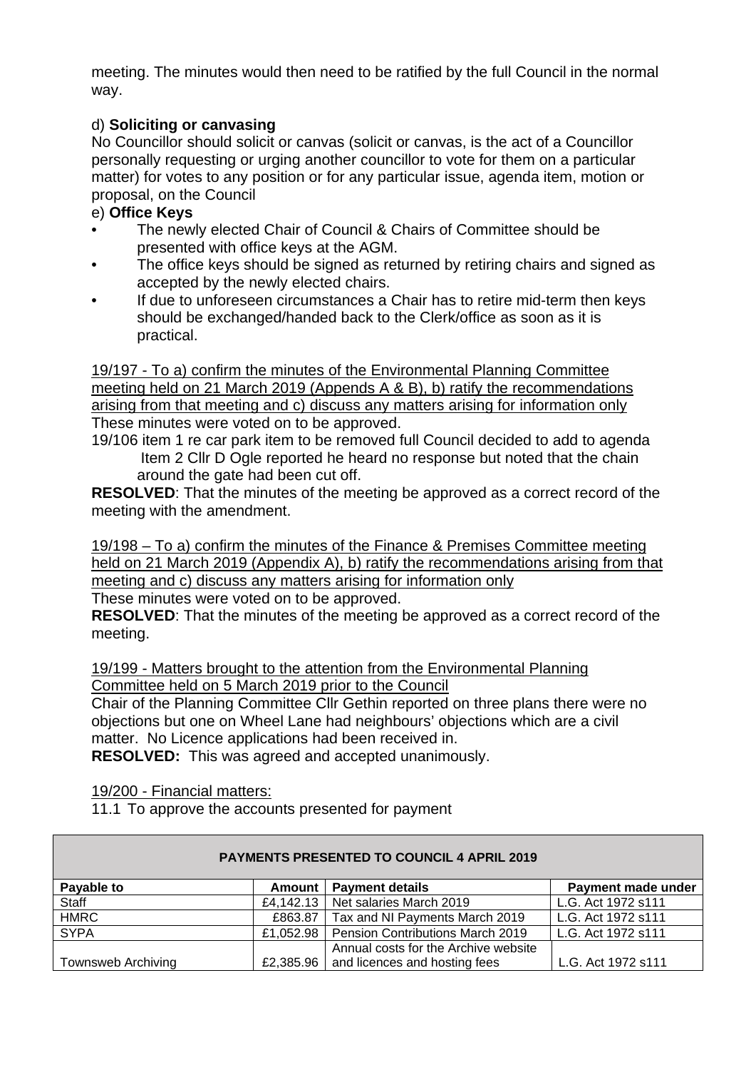meeting. The minutes would then need to be ratified by the full Council in the normal way.

d) **Soliciting or canvasing**

No Councillor should solicit or canvas (solicit or canvas, is the act of a Councillor personally requesting or urging another councillor to vote for them on a particular matter) for votes to any position or for any particular issue, agenda item, motion or proposal, on the Council

e) **Office Keys**

- The newly elected Chair of Council & Chairs of Committee should be presented with office keys at the AGM.
- The office keys should be signed as returned by retiring chairs and signed as accepted by the newly elected chairs.
- If due to unforeseen circumstances a Chair has to retire mid-term then keys should be exchanged/handed back to the Clerk/office as soon as it is practical.

<u>19/197 - To a) confirm the minutes of the Environmental Planning Committee meeting held on 21 March 2019 (Appends A & B), b) ratify the recommendations arising from that meeting and c) discuss any matters arising for information only</u>

These minutes were voted on to be approved.

19/106 item 1 re car park item to be removed full Council decided to add to agenda
Item 2 Cllr D Ogle reported he heard no response but noted that the chain around the gate had been cut off.

**RESOLVED**: That the minutes of the meeting be approved as a correct record of the meeting with the amendment.

<u>19/198 – To a) confirm the minutes of the Finance & Premises Committee meeting held on 21 March 2019 (Appendix A), b) ratify the recommendations arising from that meeting and c) discuss any matters arising for information only</u>

These minutes were voted on to be approved.

**RESOLVED**: That the minutes of the meeting be approved as a correct record of the meeting.

<u>19/199 - Matters brought to the attention from the Environmental Planning Committee held on 5 March 2019 prior to the Council</u>

Chair of the Planning Committee Cllr Gethin reported on three plans there were no objections but one on Wheel Lane had neighbours' objections which are a civil matter. No Licence applications had been received in.

**RESOLVED:** This was agreed and accepted unanimously.

<u>19/200 - Financial matters:</u>

11.1 To approve the accounts presented for payment

| **PAYMENTS PRESENTED TO COUNCIL 4 APRIL 2019** | | | |
|---|---|---|---|
| **Payable to** | **Amount** | **Payment details** | **Payment made under** |
| Staff | £4,142.13 | Net salaries March 2019 | L.G. Act 1972 s111 |
| HMRC | £863.87 | Tax and NI Payments March 2019 | L.G. Act 1972 s111 |
| SYPA | £1,052.98 | Pension Contributions March 2019 | L.G. Act 1972 s111 |
| Townsweb Archiving | £2,385.96 | Annual costs for the Archive website and licences and hosting fees | L.G. Act 1972 s111 |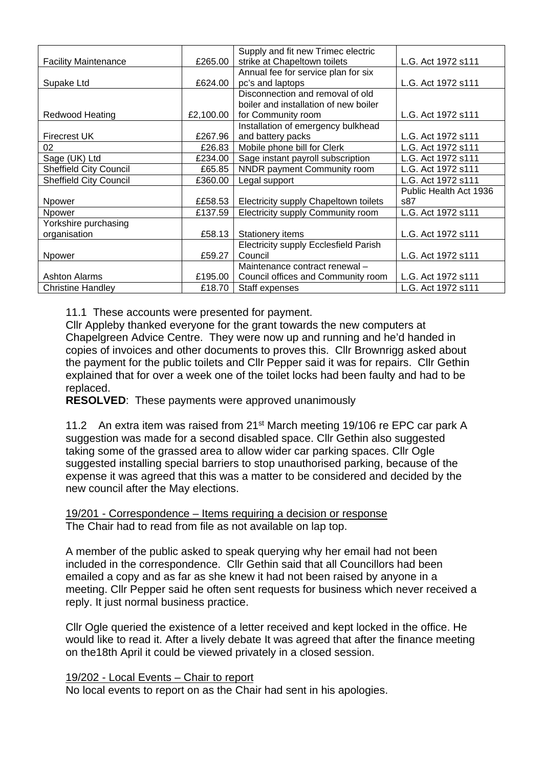| | | | |
|---|---|---|---|
| Facility Maintenance | £265.00 | Supply and fit new Trimec electric strike at Chapeltown toilets | L.G. Act 1972 s111 |
| Supake Ltd | £624.00 | Annual fee for service plan for six pc's and laptops | L.G. Act 1972 s111 |
| Redwood Heating | £2,100.00 | Disconnection and removal of old boiler and installation of new boiler for Community room | L.G. Act 1972 s111 |
| Firecrest UK | £267.96 | Installation of emergency bulkhead and battery packs | L.G. Act 1972 s111 |
| 02 | £26.83 | Mobile phone bill for Clerk | L.G. Act 1972 s111 |
| Sage (UK) Ltd | £234.00 | Sage instant payroll subscription | L.G. Act 1972 s111 |
| Sheffield City Council | £65.85 | NNDR payment Community room | L.G. Act 1972 s111 |
| Sheffield City Council | £360.00 | Legal support | L.G. Act 1972 s111 |
| Npower | ££58.53 | Electricity supply Chapeltown toilets | Public Health Act 1936 s87 |
| Npower | £137.59 | Electricity supply Community room | L.G. Act 1972 s111 |
| Yorkshire purchasing organisation | £58.13 | Stationery items | L.G. Act 1972 s111 |
| Npower | £59.27 | Electricity supply Ecclesfield Parish Council | L.G. Act 1972 s111 |
| Ashton Alarms | £195.00 | Maintenance contract renewal – Council offices and Community room | L.G. Act 1972 s111 |
| Christine Handley | £18.70 | Staff expenses | L.G. Act 1972 s111 |

11.1 These accounts were presented for payment.
Cllr Appleby thanked everyone for the grant towards the new computers at Chapelgreen Advice Centre. They were now up and running and he'd handed in copies of invoices and other documents to proves this. Cllr Brownrigg asked about the payment for the public toilets and Cllr Pepper said it was for repairs. Cllr Gethin explained that for over a week one of the toilet locks had been faulty and had to be replaced.
**RESOLVED**: These payments were approved unanimously

11.2 An extra item was raised from 21st March meeting 19/106 re EPC car park A suggestion was made for a second disabled space. Cllr Gethin also suggested taking some of the grassed area to allow wider car parking spaces. Cllr Ogle suggested installing special barriers to stop unauthorised parking, because of the expense it was agreed that this was a matter to be considered and decided by the new council after the May elections.

<u>19/201 - Correspondence – Items requiring a decision or response</u>
The Chair had to read from file as not available on lap top.

A member of the public asked to speak querying why her email had not been included in the correspondence. Cllr Gethin said that all Councillors had been emailed a copy and as far as she knew it had not been raised by anyone in a meeting. Cllr Pepper said he often sent requests for business which never received a reply. It just normal business practice.

Cllr Ogle queried the existence of a letter received and kept locked in the office. He would like to read it. After a lively debate It was agreed that after the finance meeting on the18th April it could be viewed privately in a closed session.

<u>19/202 - Local Events – Chair to report</u>
No local events to report on as the Chair had sent in his apologies.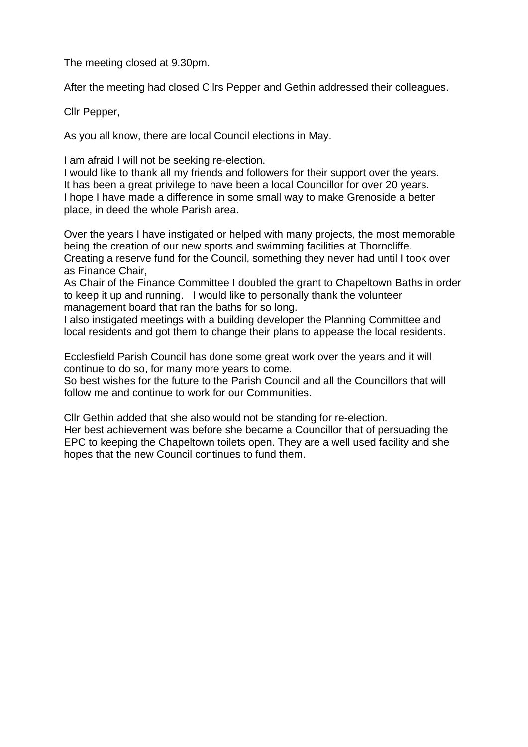The meeting closed at 9.30pm.

After the meeting had closed Cllrs Pepper and Gethin addressed their colleagues.

Cllr Pepper,

As you all know, there are local Council elections in May.

I am afraid I will not be seeking re-election.
I would like to thank all my friends and followers for their support over the years.
It has been a great privilege to have been a local Councillor for over 20 years.
I hope I have made a difference in some small way to make Grenoside a better place, in deed the whole Parish area.

Over the years I have instigated or helped with many projects, the most memorable being the creation of our new sports and swimming facilities at Thorncliffe.
Creating a reserve fund for the Council, something they never had until I took over as Finance Chair,
As Chair of the Finance Committee I doubled the grant to Chapeltown Baths in order to keep it up and running. I would like to personally thank the volunteer management board that ran the baths for so long.
I also instigated meetings with a building developer the Planning Committee and local residents and got them to change their plans to appease the local residents.

Ecclesfield Parish Council has done some great work over the years and it will continue to do so, for many more years to come.
So best wishes for the future to the Parish Council and all the Councillors that will follow me and continue to work for our Communities.

Cllr Gethin added that she also would not be standing for re-election.
Her best achievement was before she became a Councillor that of persuading the EPC to keeping the Chapeltown toilets open. They are a well used facility and she hopes that the new Council continues to fund them.